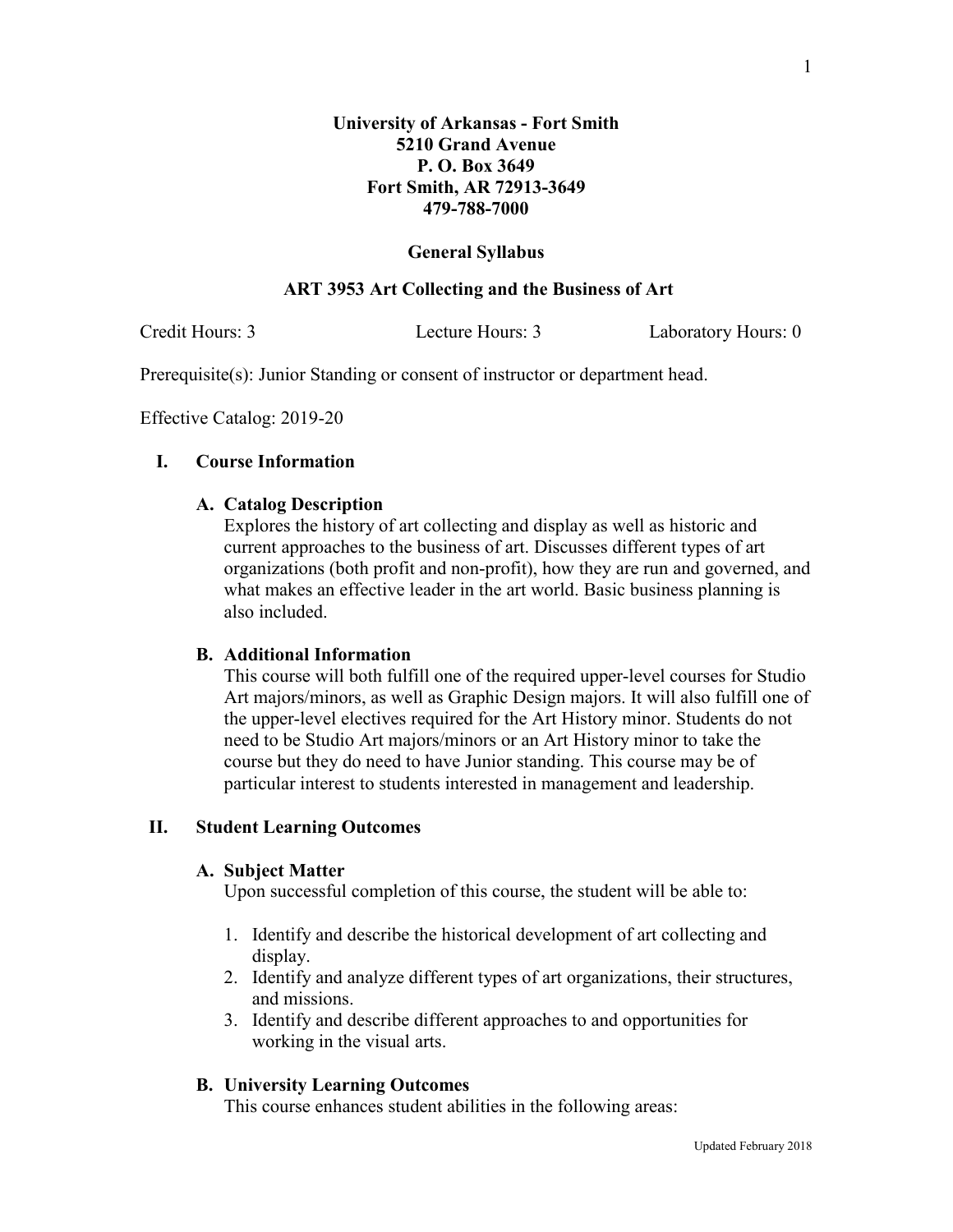**University of Arkansas - Fort Smith**
**5210 Grand Avenue**
**P. O. Box 3649**
**Fort Smith, AR 72913-3649**
**479-788-7000**

# General Syllabus

## ART 3953 Art Collecting and the Business of Art

Credit Hours: 3 Lecture Hours: 3 Laboratory Hours: 0

Prerequisite(s): Junior Standing or consent of instructor or department head.

Effective Catalog: 2019-20

## I. Course Information

### A. Catalog Description

Explores the history of art collecting and display as well as historic and current approaches to the business of art. Discusses different types of art organizations (both profit and non-profit), how they are run and governed, and what makes an effective leader in the art world. Basic business planning is also included.

### B. Additional Information

This course will both fulfill one of the required upper-level courses for Studio Art majors/minors, as well as Graphic Design majors. It will also fulfill one of the upper-level electives required for the Art History minor. Students do not need to be Studio Art majors/minors or an Art History minor to take the course but they do need to have Junior standing. This course may be of particular interest to students interested in management and leadership.

## II. Student Learning Outcomes

### A. Subject Matter

Upon successful completion of this course, the student will be able to:

1. Identify and describe the historical development of art collecting and display.
2. Identify and analyze different types of art organizations, their structures, and missions.
3. Identify and describe different approaches to and opportunities for working in the visual arts.

### B. University Learning Outcomes

This course enhances student abilities in the following areas: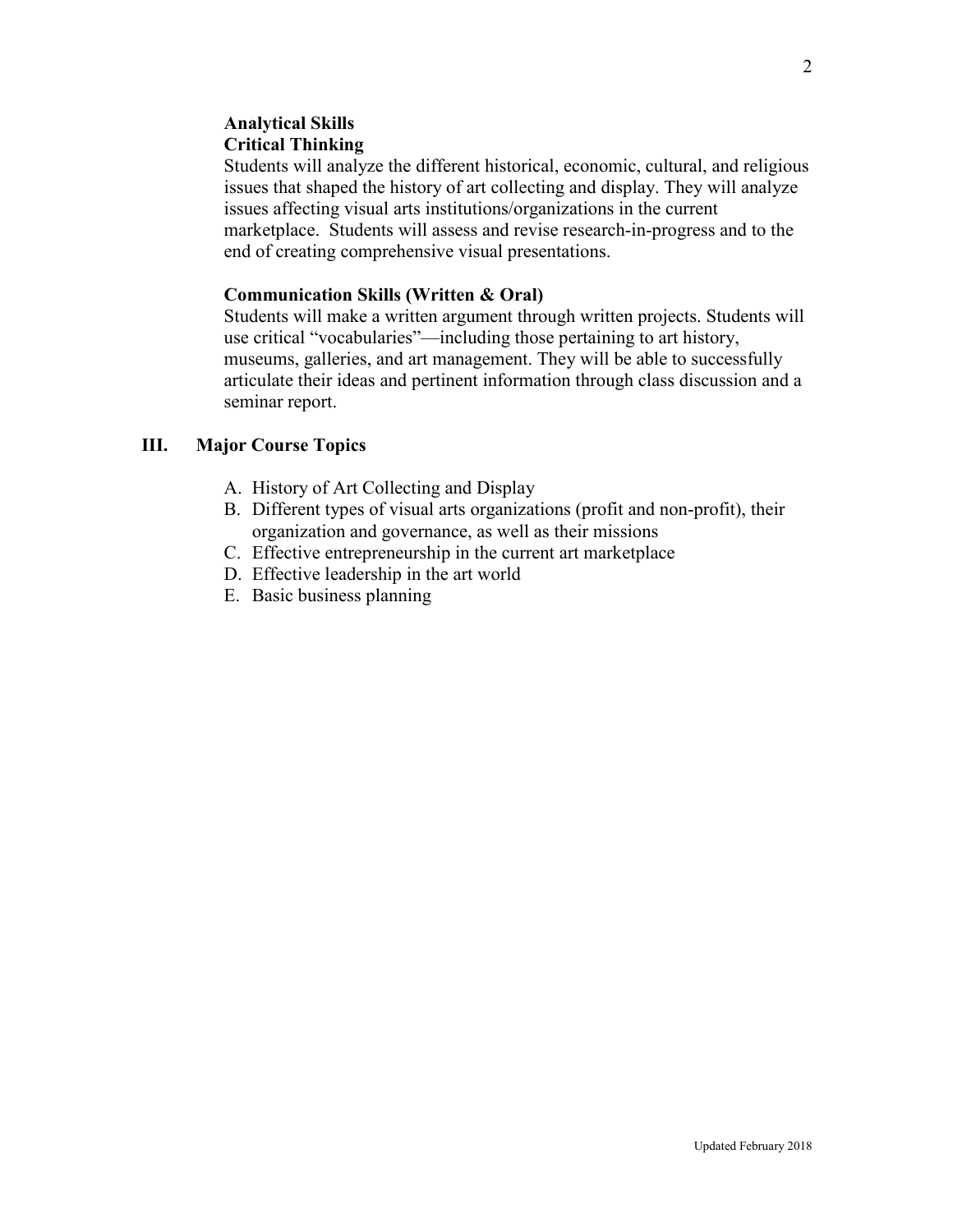**Analytical Skills**
**Critical Thinking**

Students will analyze the different historical, economic, cultural, and religious issues that shaped the history of art collecting and display. They will analyze issues affecting visual arts institutions/organizations in the current marketplace. Students will assess and revise research-in-progress and to the end of creating comprehensive visual presentations.

**Communication Skills (Written & Oral)**

Students will make a written argument through written projects. Students will use critical "vocabularies"—including those pertaining to art history, museums, galleries, and art management. They will be able to successfully articulate their ideas and pertinent information through class discussion and a seminar report.

## III. Major Course Topics

A. History of Art Collecting and Display
B. Different types of visual arts organizations (profit and non-profit), their organization and governance, as well as their missions
C. Effective entrepreneurship in the current art marketplace
D. Effective leadership in the art world
E. Basic business planning

Updated February 2018